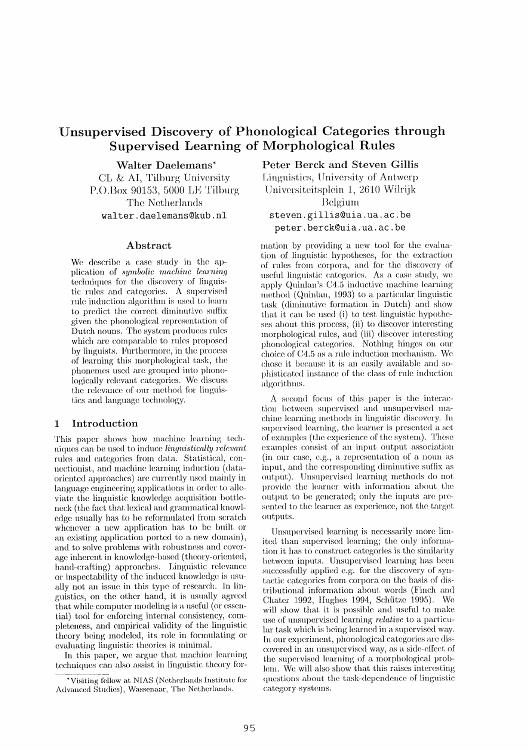# Unsupervised Discovery of Phonological Categories through Supervised Learning of Morphological Rules

**Walter Daelemans***
CL & AI, Tilburg University
P.O.Box 90153, 5000 LE Tilburg
The Netherlands
walter.daelemans@kub.nl

**Peter Berck and Steven Gillis**
Linguistics, University of Antwerp
Universiteitsplein 1, 2610 Wilrijk
Belgium
steven.gillis@uia.ua.ac.be
peter.berck@uia.ua.ac.be

## Abstract

We describe a case study in the application of *symbolic machine learning* techniques for the discovery of linguistic rules and categories. A supervised rule induction algorithm is used to learn to predict the correct diminutive suffix given the phonological representation of Dutch nouns. The system produces rules which are comparable to rules proposed by linguists. Furthermore, in the process of learning this morphological task, the phonemes used are grouped into phonologically relevant categories. We discuss the relevance of our method for linguistics and language technology.

## 1 Introduction

This paper shows how machine learning techniques can be used to induce *linguistically relevant* rules and categories from data. Statistical, connectionist, and machine learning induction (data-oriented approaches) are currently used mainly in language engineering applications in order to alleviate the linguistic knowledge acquisition bottleneck (the fact that lexical and grammatical knowledge usually has to be reformulated from scratch whenever a new application has to be built or an existing application ported to a new domain), and to solve problems with robustness and coverage inherent in knowledge-based (theory-oriented, hand-crafting) approaches. Linguistic relevance or inspectability of the induced knowledge is usually not an issue in this type of research. In linguistics, on the other hand, it is usually agreed that while computer modeling is a useful (or essential) tool for enforcing internal consistency, completeness, and empirical validity of the linguistic theory being modeled, its role in formulating or evaluating linguistic theories is minimal.

In this paper, we argue that machine learning techniques can also assist in linguistic theory formation by providing a new tool for the evaluation of linguistic hypotheses, for the extraction of rules from corpora, and for the discovery of useful linguistic categories. As a case study, we apply Quinlan's C4.5 inductive machine learning method (Quinlan, 1993) to a particular linguistic task (diminutive formation in Dutch) and show that it can be used (i) to test linguistic hypotheses about this process, (ii) to discover interesting morphological rules, and (iii) discover interesting phonological categories. Nothing hinges on our choice of C4.5 as a rule induction mechanism. We chose it because it is an easily available and sophisticated instance of the class of rule induction algorithms.

A second focus of this paper is the interaction between supervised and unsupervised machine learning methods in linguistic discovery. In supervised learning, the learner is presented a set of examples (the experience of the system). These examples consist of an input output association (in our case, e.g., a representation of a noun as input, and the corresponding diminutive suffix as output). Unsupervised learning methods do not provide the learner with information about the output to be generated; only the inputs are presented to the learner as experience, not the target outputs.

Unsupervised learning is necessarily more limited than supervised learning; the only information it has to construct categories is the similarity between inputs. Unsupervised learning has been successfully applied e.g. for the discovery of syntactic categories from corpora on the basis of distributional information about words (Finch and Chater 1992, Hughes 1994, Schütze 1995). We will show that it is possible and useful to make use of unsupervised learning *relative* to a particular task which is being learned in a supervised way. In our experiment, phonological categories are discovered in an unsupervised way, as a side-effect of the supervised learning of a morphological problem. We will also show that this raises interesting questions about the task-dependence of linguistic category systems.

*Visiting fellow at NIAS (Netherlands Institute for Advanced Studies), Wassenaar, The Netherlands.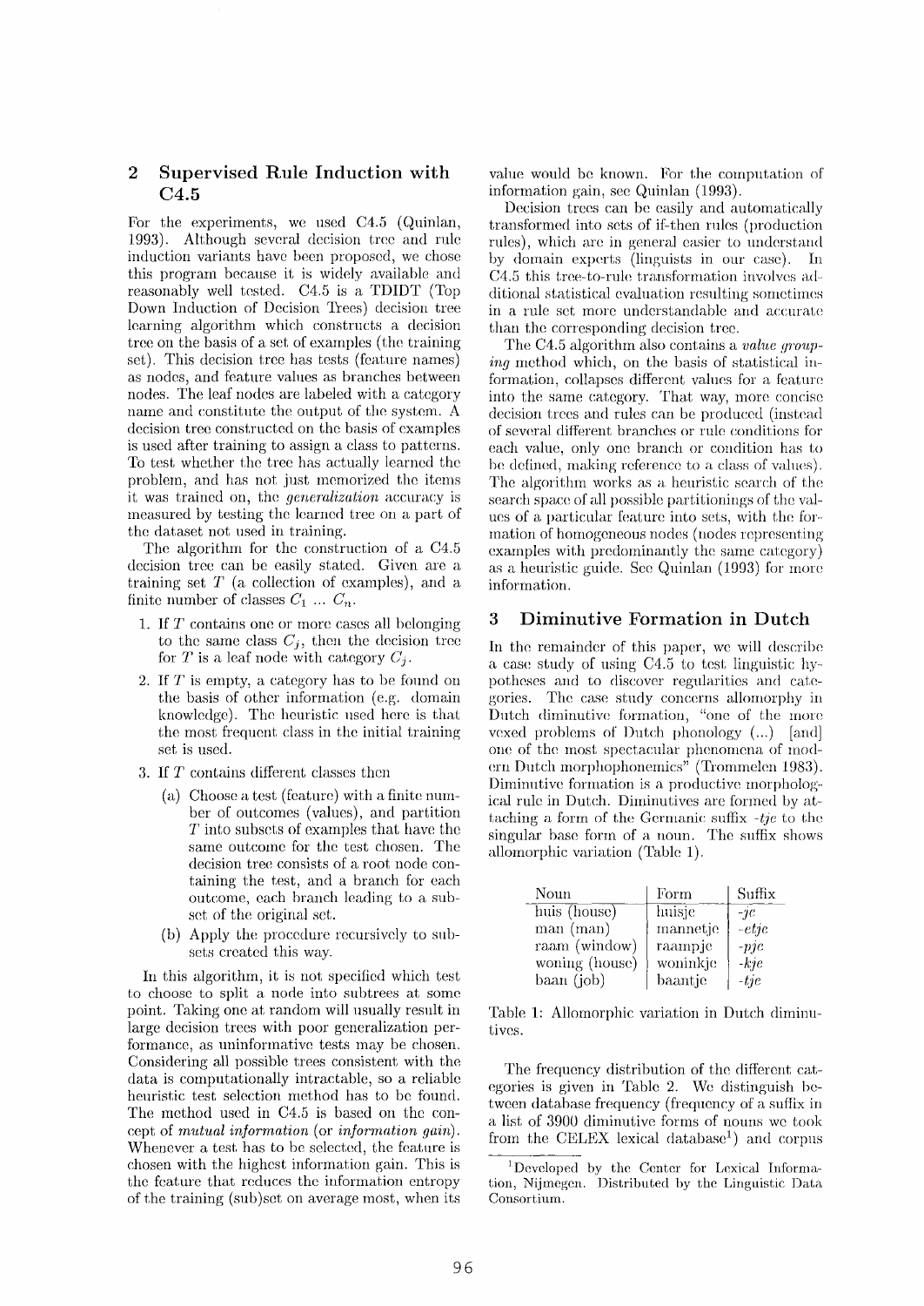## 2 Supervised Rule Induction with C4.5

For the experiments, we used C4.5 (Quinlan, 1993). Although several decision tree and rule induction variants have been proposed, we chose this program because it is widely available and reasonably well tested. C4.5 is a TDIDT (Top Down Induction of Decision Trees) decision tree learning algorithm which constructs a decision tree on the basis of a set of examples (the training set). This decision tree has tests (feature names) as nodes, and feature values as branches between nodes. The leaf nodes are labeled with a category name and constitute the output of the system. A decision tree constructed on the basis of examples is used after training to assign a class to patterns. To test whether the tree has actually learned the problem, and has not just memorized the items it was trained on, the *generalization* accuracy is measured by testing the learned tree on a part of the dataset not used in training.

The algorithm for the construction of a C4.5 decision tree can be easily stated. Given are a training set $T$ (a collection of examples), and a finite number of classes $C_1$ ... $C_n$.

1. If $T$ contains one or more cases all belonging to the same class $C_j$, then the decision tree for $T$ is a leaf node with category $C_j$.
2. If $T$ is empty, a category has to be found on the basis of other information (e.g. domain knowledge). The heuristic used here is that the most frequent class in the initial training set is used.
3. If $T$ contains different classes then
   (a) Choose a test (feature) with a finite number of outcomes (values), and partition $T$ into subsets of examples that have the same outcome for the test chosen. The decision tree consists of a root node containing the test, and a branch for each outcome, each branch leading to a subset of the original set.
   (b) Apply the procedure recursively to subsets created this way.

In this algorithm, it is not specified which test to choose to split a node into subtrees at some point. Taking one at random will usually result in large decision trees with poor generalization performance, as uninformative tests may be chosen. Considering all possible trees consistent with the data is computationally intractable, so a reliable heuristic test selection method has to be found. The method used in C4.5 is based on the concept of *mutual information* (or *information gain*). Whenever a test has to be selected, the feature is chosen with the highest information gain. This is the feature that reduces the information entropy of the training (sub)set on average most, when its value would be known. For the computation of information gain, see Quinlan (1993).

Decision trees can be easily and automatically transformed into sets of if-then rules (production rules), which are in general easier to understand by domain experts (linguists in our case). In C4.5 this tree-to-rule transformation involves additional statistical evaluation resulting sometimes in a rule set more understandable and accurate than the corresponding decision tree.

The C4.5 algorithm also contains a *value grouping* method which, on the basis of statistical information, collapses different values for a feature into the same category. That way, more concise decision trees and rules can be produced (instead of several different branches or rule conditions for each value, only one branch or condition has to be defined, making reference to a class of values). The algorithm works as a heuristic search of the search space of all possible partitionings of the values of a particular feature into sets, with the formation of homogeneous nodes (nodes representing examples with predominantly the same category) as a heuristic guide. See Quinlan (1993) for more information.

## 3 Diminutive Formation in Dutch

In the remainder of this paper, we will describe a case study of using C4.5 to test linguistic hypotheses and to discover regularities and categories. The case study concerns allomorphy in Dutch diminutive formation, "one of the more vexed problems of Dutch phonology (...) [and] one of the most spectacular phenomena of modern Dutch morphophonemics" (Trommelen 1983). Diminutive formation is a productive morphological rule in Dutch. Diminutives are formed by attaching a form of the Germanic suffix *-tje* to the singular base form of a noun. The suffix shows allomorphic variation (Table 1).

| Noun | Form | Suffix |
|---|---|---|
| huis (house) | huisje | *-je* |
| man (man) | mannetje | *-etje* |
| raam (window) | raampje | *-pje* |
| woning (house) | woninkje | *-kje* |
| baan (job) | baantje | *-tje* |

Table 1: Allomorphic variation in Dutch diminutives.

The frequency distribution of the different categories is given in Table 2. We distinguish between database frequency (frequency of a suffix in a list of 3900 diminutive forms of nouns we took from the CELEX lexical database[1]) and corpus

[1] Developed by the Center for Lexical Information, Nijmegen. Distributed by the Linguistic Data Consortium.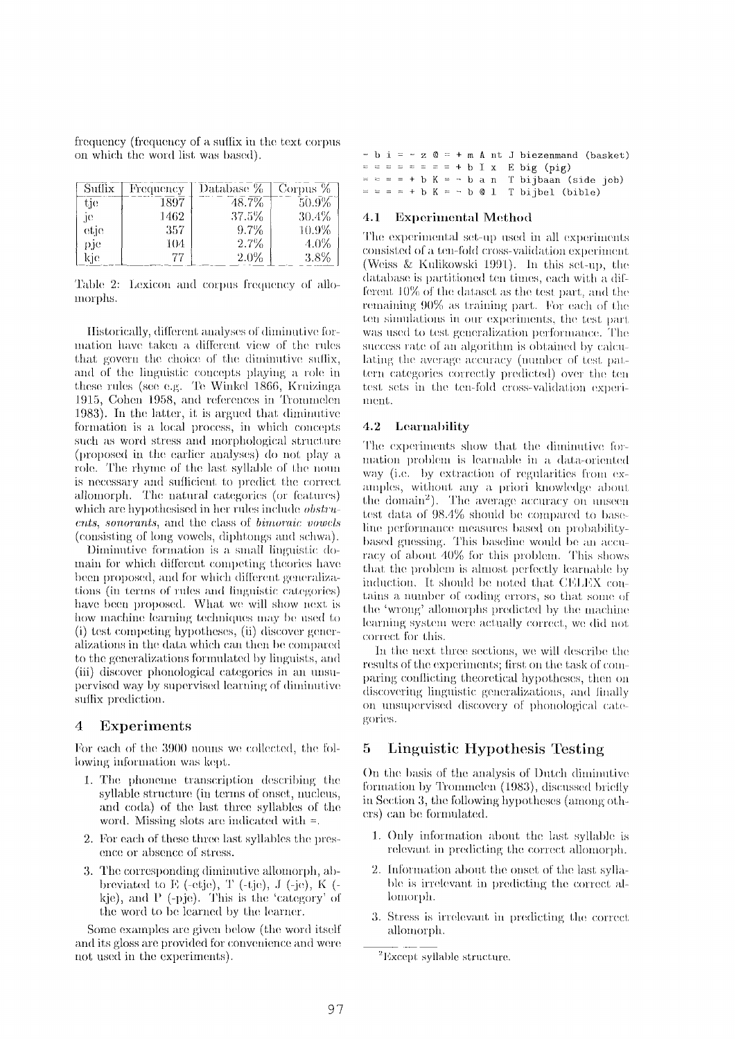frequency (frequency of a suffix in the text corpus on which the word list was based).

| Suffix | Frequency | Database % | Corpus % |
|---|---|---|---|
| tje | 1897 | 48.7% | 50.9% |
| je | 1462 | 37.5% | 30.4% |
| etje | 357 | 9.7% | 10.9% |
| pje | 104 | 2.7% | 4.0% |
| kje | 77 | 2.0% | 3.8% |

Table 2: Lexicon and corpus frequency of allomorphs.

Historically, different analyses of diminutive formation have taken a different view of the rules that govern the choice of the diminutive suffix, and of the linguistic concepts playing a role in these rules (see e.g. Te Winkel 1866, Kruizinga 1915, Cohen 1958, and references in Trommelen 1983). In the latter, it is argued that diminutive formation is a local process, in which concepts such as word stress and morphological structure (proposed in the earlier analyses) do not play a role. The rhyme of the last syllable of the noun is necessary and sufficient to predict the correct allomorph. The natural categories (or features) which are hypothesised in her rules include *obstruents*, *sonorants*, and the class of *bimoraic vowels* (consisting of long vowels, diphtongs and schwa).

Diminutive formation is a small linguistic domain for which different competing theories have been proposed, and for which different generalizations (in terms of rules and linguistic categories) have been proposed. What we will show next is how machine learning techniques may be used to (i) test competing hypotheses, (ii) discover generalizations in the data which can then be compared to the generalizations formulated by linguists, and (iii) discover phonological categories in an unsupervised way by supervised learning of diminutive suffix prediction.

## 4 Experiments

For each of the 3900 nouns we collected, the following information was kept.

1. The phoneme transcription describing the syllable structure (in terms of onset, nucleus, and coda) of the last three syllables of the word. Missing slots are indicated with =.
2. For each of these three last syllables the presence or absence of stress.
3. The corresponding diminutive allomorph, abbreviated to E (-etje), T (-tje), J (-je), K (-kje), and P (-pje). This is the 'category' of the word to be learned by the learner.

Some examples are given below (the word itself and its gloss are provided for convenience and were not used in the experiments).

```
- b i = - z @ = + m A nt J biezenmand (basket)
= = = = = = = + b I x  E big (pig)
= = = + b K = - b a n  T bijbaan (side job)
= = = = + b K = - b @ l  T bijbel (bible)
```

### 4.1 Experimental Method

The experimental set-up used in all experiments consisted of a ten-fold cross-validation experiment (Weiss & Kulikowski 1991). In this set-up, the database is partitioned ten times, each with a different 10% of the dataset as the test part, and the remaining 90% as training part. For each of the ten simulations in our experiments, the test part was used to test generalization performance. The success rate of an algorithm is obtained by calculating the average accuracy (number of test pattern categories correctly predicted) over the ten test sets in the ten-fold cross-validation experiment.

### 4.2 Learnability

The experiments show that the diminutive formation problem is learnable in a data-oriented way (i.e. by extraction of regularities from examples, without any a priori knowledge about the domain[2]). The average accuracy on unseen test data of 98.4% should be compared to baseline performance measures based on probability-based guessing. This baseline would be an accuracy of about 40% for this problem. This shows that the problem is almost perfectly learnable by induction. It should be noted that CELEX contains a number of coding errors, so that some of the 'wrong' allomorphs predicted by the machine learning system were actually correct, we did not correct for this.

In the next three sections, we will describe the results of the experiments; first on the task of comparing conflicting theoretical hypotheses, then on discovering linguistic generalizations, and finally on unsupervised discovery of phonological categories.

## 5 Linguistic Hypothesis Testing

On the basis of the analysis of Dutch diminutive formation by Trommelen (1983), discussed briefly in Section 3, the following hypotheses (among others) can be formulated.

1. Only information about the last syllable is relevant in predicting the correct allomorph.
2. Information about the onset of the last syllable is irrelevant in predicting the correct allomorph.
3. Stress is irrelevant in predicting the correct allomorph.

[2] Except syllable structure.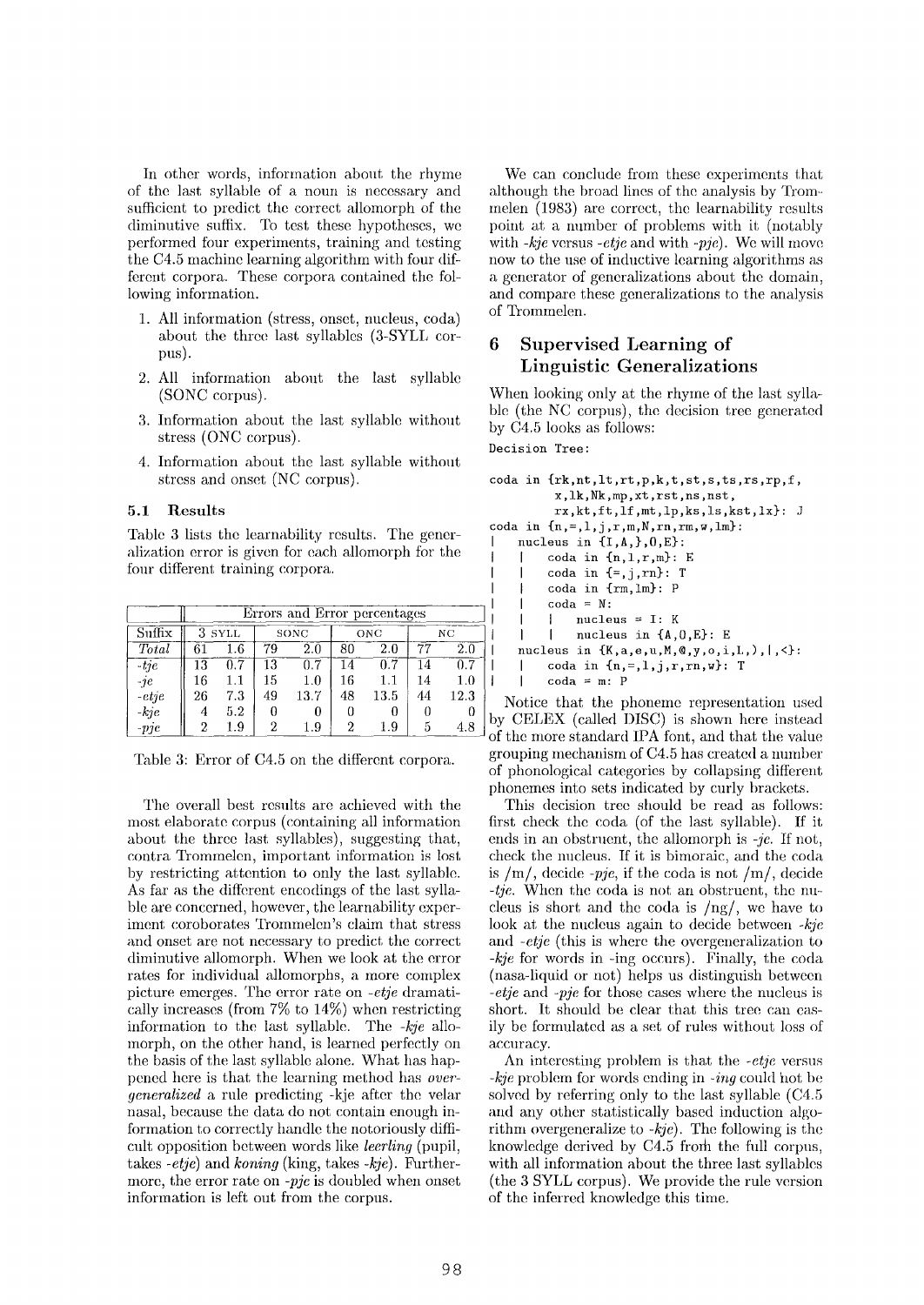In other words, information about the rhyme of the last syllable of a noun is necessary and sufficient to predict the correct allomorph of the diminutive suffix. To test these hypotheses, we performed four experiments, training and testing the C4.5 machine learning algorithm with four different corpora. These corpora contained the following information.

1. All information (stress, onset, nucleus, coda) about the three last syllables (3-SYLL corpus).
2. All information about the last syllable (SONC corpus).
3. Information about the last syllable without stress (ONC corpus).
4. Information about the last syllable without stress and onset (NC corpus).

### 5.1 Results

Table 3 lists the learnability results. The generalization error is given for each allomorph for the four different training corpora.

| | Errors and Error percentages | | | | | | | |
|---|---|---|---|---|---|---|---|---|
| Suffix | 3 SYLL | | SONC | | ONC | | NC | |
| *Total* | 61 | 1.6 | 79 | 2.0 | 80 | 2.0 | 77 | 2.0 |
| *-tje* | 13 | 0.7 | 13 | 0.7 | 14 | 0.7 | 14 | 0.7 |
| *-je* | 16 | 1.1 | 15 | 1.0 | 16 | 1.1 | 14 | 1.0 |
| *-etje* | 26 | 7.3 | 49 | 13.7 | 48 | 13.5 | 44 | 12.3 |
| *-kje* | 4 | 5.2 | 0 | 0 | 0 | 0 | 0 | 0 |
| *-pje* | 2 | 1.9 | 2 | 1.9 | 2 | 1.9 | 5 | 4.8 |

Table 3: Error of C4.5 on the different corpora.

The overall best results are achieved with the most elaborate corpus (containing all information about the three last syllables), suggesting that, contra Trommelen, important information is lost by restricting attention to only the last syllable. As far as the different encodings of the last syllable are concerned, however, the learnability experiment coroborates Trommelen's claim that stress and onset are not necessary to predict the correct diminutive allomorph. When we look at the error rates for individual allomorphs, a more complex picture emerges. The error rate on *-etje* dramatically increases (from 7% to 14%) when restricting information to the last syllable. The *-kje* allomorph, on the other hand, is learned perfectly on the basis of the last syllable alone. What has happened here is that the learning method has *overgeneralized* a rule predicting -kje after the velar nasal, because the data do not contain enough information to correctly handle the notoriously difficult opposition between words like *leerling* (pupil, takes *-etje*) and *koning* (king, takes *-kje*). Furthermore, the error rate on *-pje* is doubled when onset information is left out from the corpus.

We can conclude from these experiments that although the broad lines of the analysis by Trommelen (1983) are correct, the learnability results point at a number of problems with it (notably with *-kje* versus *-etje* and with *-pje*). We will move now to the use of inductive learning algorithms as a generator of generalizations about the domain, and compare these generalizations to the analysis of Trommelen.

## 6 Supervised Learning of Linguistic Generalizations

When looking only at the rhyme of the last syllable (the NC corpus), the decision tree generated by C4.5 looks as follows:

```
Decision Tree:

coda in {rk,nt,lt,rt,p,k,t,st,s,ts,rs,rp,f,
        x,lk,Nk,mp,xt,rst,ns,nst,
        rx,kt,ft,lf,mt,lp,ks,ls,kst,lx}: J
coda in {n,=,l,j,r,m,N,rn,rm,w,lm}:
|   nucleus in {I,A,},O,E}:
|   |   coda in {n,l,r,m}: E
|   |   coda in {=,j,rn}: T
|   |   coda in {rm,lm}: P
|   |   coda = N:
|   |   |   nucleus = I: K
|   |   |   nucleus in {A,O,E}: E
|   nucleus in {K,a,e,u,M,@,y,o,i,L,),|,<}:
|   |   coda in {n,=,l,j,r,rn,w}: T
|   |   coda = m: P
```

Notice that the phoneme representation used by CELEX (called DISC) is shown here instead of the more standard IPA font, and that the value grouping mechanism of C4.5 has created a number of phonological categories by collapsing different phonemes into sets indicated by curly brackets.

This decision tree should be read as follows: first check the coda (of the last syllable). If it ends in an obstruent, the allomorph is *-je*. If not, check the nucleus. If it is bimoraic, and the coda is /m/, decide *-pje*, if the coda is not /m/, decide *-tje*. When the coda is not an obstruent, the nucleus is short and the coda is /ng/, we have to look at the nucleus again to decide between *-kje* and *-etje* (this is where the overgeneralization to *-kje* for words in -ing occurs). Finally, the coda (nasa-liquid or not) helps us distinguish between *-etje* and *-pje* for those cases where the nucleus is short. It should be clear that this tree can easily be formulated as a set of rules without loss of accuracy.

An interesting problem is that the *-etje* versus *-kje* problem for words ending in *-ing* could not be solved by referring only to the last syllable (C4.5 and any other statistically based induction algorithm overgeneralize to *-kje*). The following is the knowledge derived by C4.5 from the full corpus, with all information about the three last syllables (the 3 SYLL corpus). We provide the rule version of the inferred knowledge this time.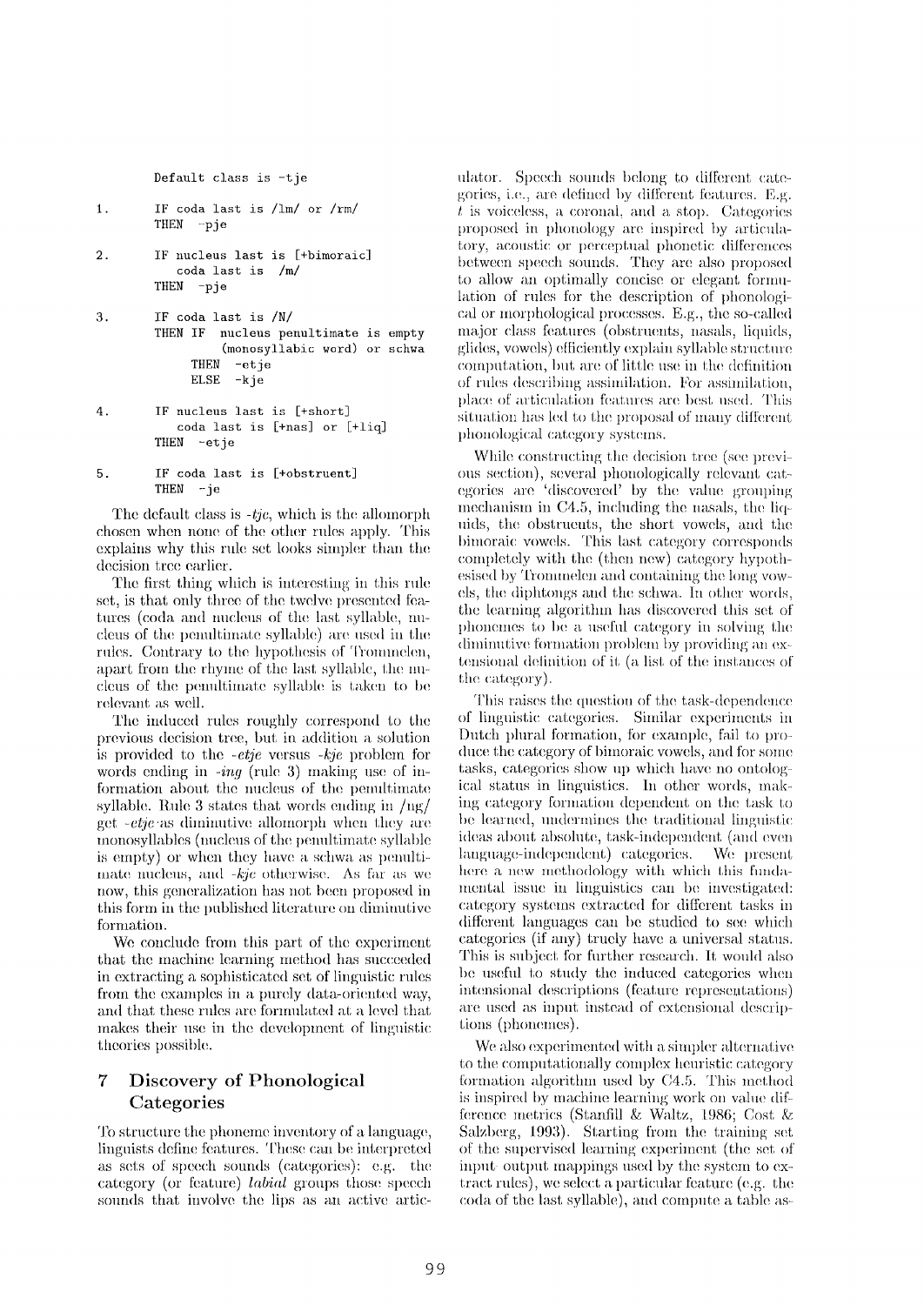```
Default class is -tje

1.  IF coda last is /lm/ or /rm/
    THEN  -pje

2.  IF nucleus last is [+bimoraic]
       coda last is  /m/
    THEN  -pje

3.  IF coda last is /N/
    THEN IF  nucleus penultimate is empty
             (monosyllabic word) or schwa
         THEN  -etje
         ELSE  -kje

4.  IF nucleus last is [+short]
       coda last is [+nas] or [+liq]
    THEN  -etje

5.  IF coda last is [+obstruent]
    THEN  -je
```

The default class is *-tje*, which is the allomorph chosen when none of the other rules apply. This explains why this rule set looks simpler than the decision tree earlier.

The first thing which is interesting in this rule set, is that only three of the twelve presented features (coda and nucleus of the last syllable, nucleus of the penultimate syllable) are used in the rules. Contrary to the hypothesis of Trommelen, apart from the rhyme of the last syllable, the nucleus of the penultimate syllable is taken to be relevant as well.

The induced rules roughly correspond to the previous decision tree, but in addition a solution is provided to the *-etje* versus *-kje* problem for words ending in *-ing* (rule 3) making use of information about the nucleus of the penultimate syllable. Rule 3 states that words ending in /ng/ get *-etje* as diminutive allomorph when they are monosyllables (nucleus of the penultimate syllable is empty) or when they have a schwa as penultimate nucleus, and *-kje* otherwise. As far as we now, this generalization has not been proposed in this form in the published literature on diminutive formation.

We conclude from this part of the experiment that the machine learning method has succeeded in extracting a sophisticated set of linguistic rules from the examples in a purely data-oriented way, and that these rules are formulated at a level that makes their use in the development of linguistic theories possible.

## 7 Discovery of Phonological Categories

To structure the phoneme inventory of a language, linguists define features. These can be interpreted as sets of speech sounds (categories): e.g. the category (or feature) *labial* groups those speech sounds that involve the lips as an active articulator. Speech sounds belong to different categories, i.e., are defined by different features. E.g. *t* is voiceless, a coronal, and a stop. Categories proposed in phonology are inspired by articulatory, acoustic or perceptual phonetic differences between speech sounds. They are also proposed to allow an optimally concise or elegant formulation of rules for the description of phonological or morphological processes. E.g., the so-called major class features (obstruents, nasals, liquids, glides, vowels) efficiently explain syllable structure computation, but are of little use in the definition of rules describing assimilation. For assimilation, place of articulation features are best used. This situation has led to the proposal of many different phonological category systems.

While constructing the decision tree (see previous section), several phonologically relevant categories are 'discovered' by the value grouping mechanism in C4.5, including the nasals, the liquids, the obstruents, the short vowels, and the bimoraic vowels. This last category corresponds completely with the (then new) category hypothesised by Trommelen and containing the long vowels, the diphtongs and the schwa. In other words, the learning algorithm has discovered this set of phonemes to be a useful category in solving the diminutive formation problem by providing an extensional definition of it (a list of the instances of the category).

This raises the question of the task-dependence of linguistic categories. Similar experiments in Dutch plural formation, for example, fail to produce the category of bimoraic vowels, and for some tasks, categories show up which have no ontological status in linguistics. In other words, making category formation dependent on the task to be learned, undermines the traditional linguistic ideas about absolute, task-independent (and even language-independent) categories. We present here a new methodology with which this fundamental issue in linguistics can be investigated: category systems extracted for different tasks in different languages can be studied to see which categories (if any) truely have a universal status. This is subject for further research. It would also be useful to study the induced categories when intensional descriptions (feature representations) are used as input instead of extensional descriptions (phonemes).

We also experimented with a simpler alternative to the computationally complex heuristic category formation algorithm used by C4.5. This method is inspired by machine learning work on value difference metrics (Stanfill & Waltz, 1986; Cost & Salzberg, 1993). Starting from the training set of the supervised learning experiment (the set of input-output mappings used by the system to extract rules), we select a particular feature (e.g. the coda of the last syllable), and compute a table as-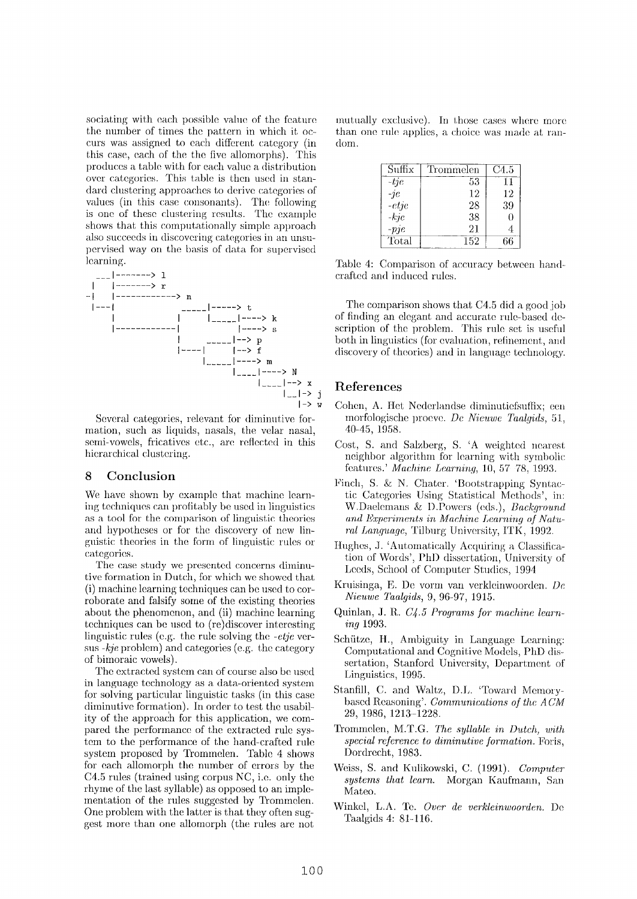sociating with each possible value of the feature the number of times the pattern in which it occurs was assigned to each different category (in this case, each of the the five allomorphs). This produces a table with for each value a distribution over categories. This table is then used in standard clustering approaches to derive categories of values (in this case consonants). The following is one of these clustering results. The example shows that this computationally simple approach also succeeds in discovering categories in an unsupervised way on the basis of data for supervised learning.

```
     ___|-------> l
    |   |-------> r
 -|     |------------> n
  |---|                _____|-----> t
      |              |     |_____|----> k
      |------------|             |----> s
                     |      _____|--> p
                     |----|      |--> f
                          |_____|----> m
                                |____|----> N
                                     |____|--> x
                                          |__|-> j
                                             |-> w
```

Several categories, relevant for diminutive formation, such as liquids, nasals, the velar nasal, semi-vowels, fricatives etc., are reflected in this hierarchical clustering.

## 8 Conclusion

We have shown by example that machine learning techniques can profitably be used in linguistics as a tool for the comparison of linguistic theories and hypotheses or for the discovery of new linguistic theories in the form of linguistic rules or categories.

The case study we presented concerns diminutive formation in Dutch, for which we showed that (i) machine learning techniques can be used to corroborate and falsify some of the existing theories about the phenomenon, and (ii) machine learning techniques can be used to (re)discover interesting linguistic rules (e.g. the rule solving the *-etje* versus *-kje* problem) and categories (e.g. the category of bimoraic vowels).

The extracted system can of course also be used in language technology as a data-oriented system for solving particular linguistic tasks (in this case diminutive formation). In order to test the usability of the approach for this application, we compared the performance of the extracted rule system to the performance of the hand-crafted rule system proposed by Trommelen. Table 4 shows for each allomorph the number of errors by the C4.5 rules (trained using corpus NC, i.e. only the rhyme of the last syllable) as opposed to an implementation of the rules suggested by Trommelen. One problem with the latter is that they often suggest more than one allomorph (the rules are not mutually exclusive). In those cases where more than one rule applies, a choice was made at random.

| Suffix | Trommelen | C4.5 |
|---|---|---|
| *-tje* | 53 | 11 |
| *-je* | 12 | 12 |
| *-etje* | 28 | 39 |
| *-kje* | 38 | 0 |
| *-pje* | 21 | 4 |
| Total | 152 | 66 |

Table 4: Comparison of accuracy between handcrafted and induced rules.

The comparison shows that C4.5 did a good job of finding an elegant and accurate rule-based description of the problem. This rule set is useful both in linguistics (for evaluation, refinement, and discovery of theories) and in language technology.

## References

Cohen, A. Het Nederlandse diminutiefsuffix; een morfologische proeve. *De Nieuwe Taalgids*, 51, 40-45, 1958.

Cost, S. and Salzberg, S. 'A weighted nearest neighbor algorithm for learning with symbolic features.' *Machine Learning*, 10, 57–78, 1993.

Finch, S. & N. Chater. 'Bootstrapping Syntactic Categories Using Statistical Methods', in: W.Daelemans & D.Powers (eds.), *Background and Experiments in Machine Learning of Natural Language*, Tilburg University, ITK, 1992.

Hughes, J. 'Automatically Acquiring a Classification of Words', PhD dissertation, University of Leeds, School of Computer Studies, 1994

Kruisinga, E. De vorm van verkleinwoorden. *De Nieuwe Taalgids*, 9, 96-97, 1915.

Quinlan, J. R.. *C4.5 Programs for machine learning* 1993.

Schütze, H., Ambiguity in Language Learning: Computational and Cognitive Models, PhD dissertation, Stanford University, Department of Linguistics, 1995.

Stanfill, C. and Waltz, D.L. 'Toward Memory-based Reasoning'. *Communications of the ACM* 29, 1986, 1213–1228.

Trommelen, M.T.G. *The syllable in Dutch, with special reference to diminutive formation*. Foris, Dordrecht, 1983.

Weiss, S. and Kulikowski, C. (1991). *Computer systems that learn*. Morgan Kaufmann, San Mateo.

Winkel, L.A. Te. *Over de verkleinwoorden*. De Taalgids 4: 81-116.